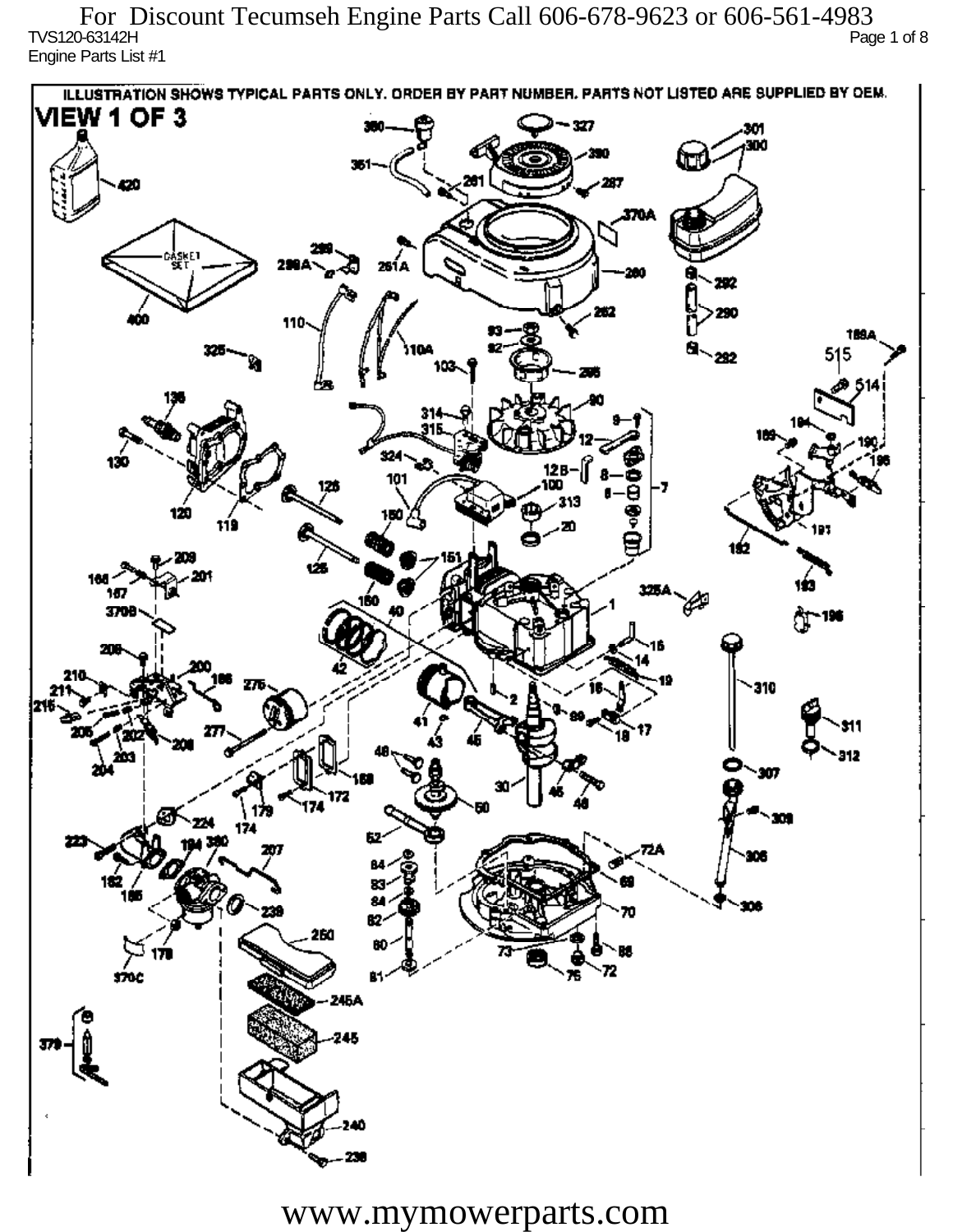For Discount Tecumseh Engine Parts Call 606-678-9623 or 606-561-4983

TVS120-63142H

Engine Parts List #1

ILLUSTRATION SHOWS TYPICAL PARTS ONLY. ORDER BY PART NUMBER. PARTS NOT LISTED ARE SUPPLIED BY OEM.

# VIEW 1 OF 3

www.mymowerparts.com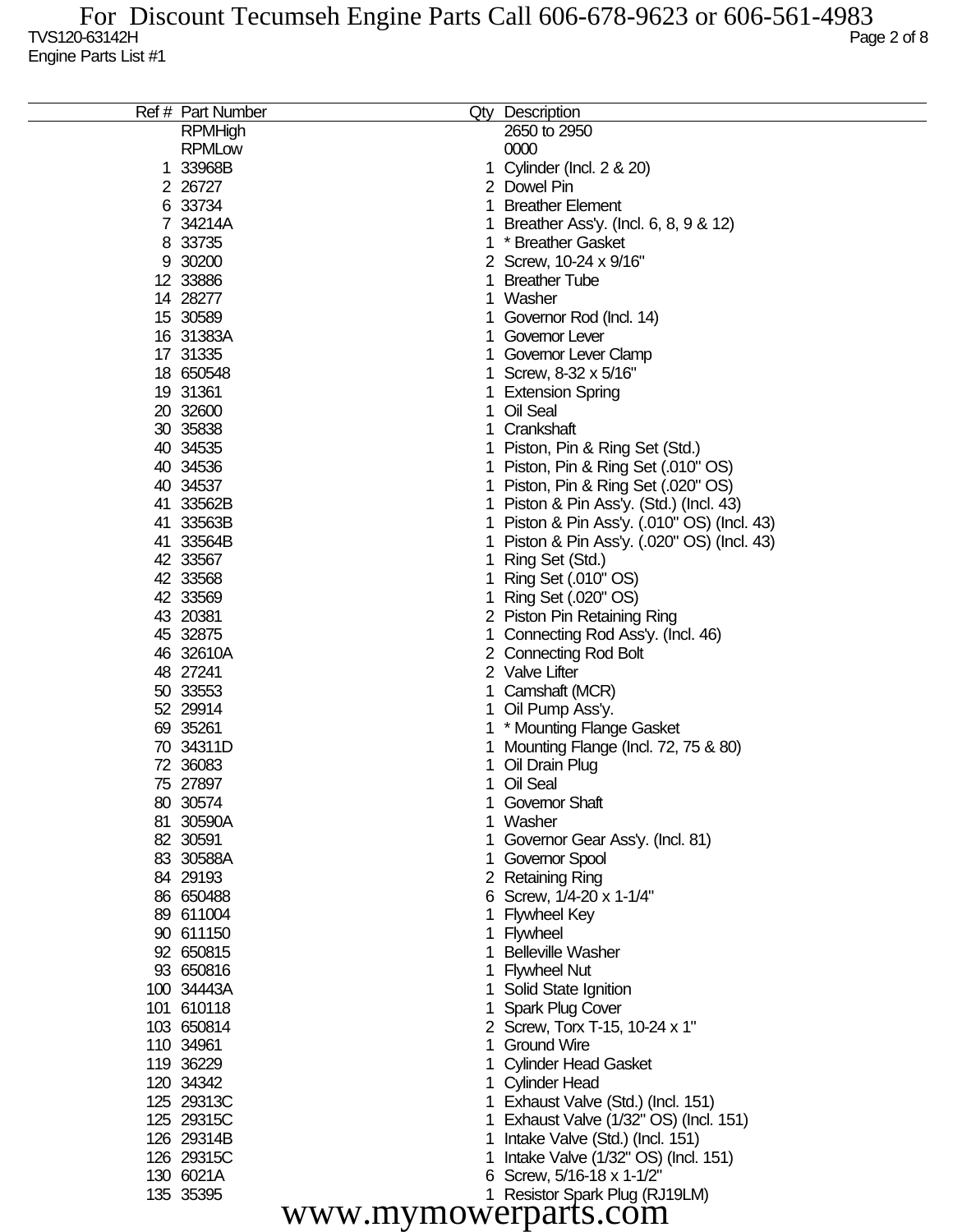TVS120-63142H

Engine Parts List #1

| Ref # | Part Number | Qty | Description |
|---|---|---|---|
| | RPMHigh | | 2650 to 2950 |
| | RPMLow | | 0000 |
| 1 | 33968B | 1 | Cylinder (Incl. 2 & 20) |
| 2 | 26727 | 2 | Dowel Pin |
| 6 | 33734 | 1 | Breather Element |
| 7 | 34214A | 1 | Breather Ass'y. (Incl. 6, 8, 9 & 12) |
| 8 | 33735 | 1 | * Breather Gasket |
| 9 | 30200 | 2 | Screw, 10-24 x 9/16" |
| 12 | 33886 | 1 | Breather Tube |
| 14 | 28277 | 1 | Washer |
| 15 | 30589 | 1 | Governor Rod (Incl. 14) |
| 16 | 31383A | 1 | Governor Lever |
| 17 | 31335 | 1 | Governor Lever Clamp |
| 18 | 650548 | 1 | Screw, 8-32 x 5/16" |
| 19 | 31361 | 1 | Extension Spring |
| 20 | 32600 | 1 | Oil Seal |
| 30 | 35838 | 1 | Crankshaft |
| 40 | 34535 | 1 | Piston, Pin & Ring Set (Std.) |
| 40 | 34536 | 1 | Piston, Pin & Ring Set (.010" OS) |
| 40 | 34537 | 1 | Piston, Pin & Ring Set (.020" OS) |
| 41 | 33562B | 1 | Piston & Pin Ass'y. (Std.) (Incl. 43) |
| 41 | 33563B | 1 | Piston & Pin Ass'y. (.010" OS) (Incl. 43) |
| 41 | 33564B | 1 | Piston & Pin Ass'y. (.020" OS) (Incl. 43) |
| 42 | 33567 | 1 | Ring Set (Std.) |
| 42 | 33568 | 1 | Ring Set (.010" OS) |
| 42 | 33569 | 1 | Ring Set (.020" OS) |
| 43 | 20381 | 2 | Piston Pin Retaining Ring |
| 45 | 32875 | 1 | Connecting Rod Ass'y. (Incl. 46) |
| 46 | 32610A | 2 | Connecting Rod Bolt |
| 48 | 27241 | 2 | Valve Lifter |
| 50 | 33553 | 1 | Camshaft (MCR) |
| 52 | 29914 | 1 | Oil Pump Ass'y. |
| 69 | 35261 | 1 | * Mounting Flange Gasket |
| 70 | 34311D | 1 | Mounting Flange (Incl. 72, 75 & 80) |
| 72 | 36083 | 1 | Oil Drain Plug |
| 75 | 27897 | 1 | Oil Seal |
| 80 | 30574 | 1 | Governor Shaft |
| 81 | 30590A | 1 | Washer |
| 82 | 30591 | 1 | Governor Gear Ass'y. (Incl. 81) |
| 83 | 30588A | 1 | Governor Spool |
| 84 | 29193 | 2 | Retaining Ring |
| 86 | 650488 | 6 | Screw, 1/4-20 x 1-1/4" |
| 89 | 611004 | 1 | Flywheel Key |
| 90 | 611150 | 1 | Flywheel |
| 92 | 650815 | 1 | Belleville Washer |
| 93 | 650816 | 1 | Flywheel Nut |
| 100 | 34443A | 1 | Solid State Ignition |
| 101 | 610118 | 1 | Spark Plug Cover |
| 103 | 650814 | 2 | Screw, Torx T-15, 10-24 x 1" |
| 110 | 34961 | 1 | Ground Wire |
| 119 | 36229 | 1 | Cylinder Head Gasket |
| 120 | 34342 | 1 | Cylinder Head |
| 125 | 29313C | 1 | Exhaust Valve (Std.) (Incl. 151) |
| 125 | 29315C | 1 | Exhaust Valve (1/32" OS) (Incl. 151) |
| 126 | 29314B | 1 | Intake Valve (Std.) (Incl. 151) |
| 126 | 29315C | 1 | Intake Valve (1/32" OS) (Incl. 151) |
| 130 | 6021A | 6 | Screw, 5/16-18 x 1-1/2" |
| 135 | 35395 | 1 | Resistor Spark Plug (RJ19LM) |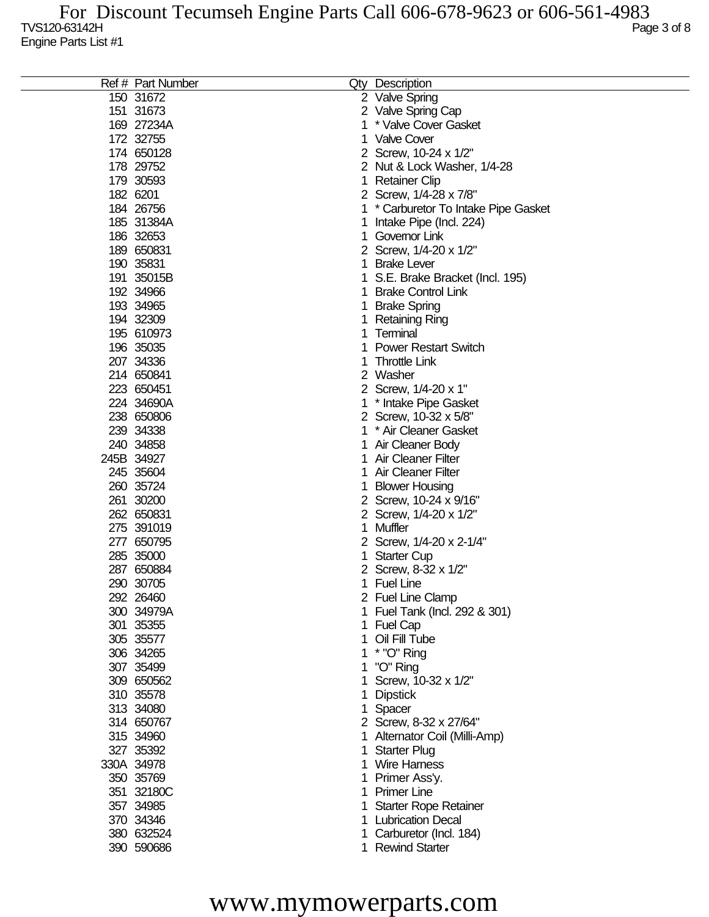| Ref # | Part Number | Qty | Description |
|---|---|---|---|
| 150 | 31672 | 2 | Valve Spring |
| 151 | 31673 | 2 | Valve Spring Cap |
| 169 | 27234A | 1 | * Valve Cover Gasket |
| 172 | 32755 | 1 | Valve Cover |
| 174 | 650128 | 2 | Screw, 10-24 x 1/2" |
| 178 | 29752 | 2 | Nut & Lock Washer, 1/4-28 |
| 179 | 30593 | 1 | Retainer Clip |
| 182 | 6201 | 2 | Screw, 1/4-28 x 7/8" |
| 184 | 26756 | 1 | * Carburetor To Intake Pipe Gasket |
| 185 | 31384A | 1 | Intake Pipe (Incl. 224) |
| 186 | 32653 | 1 | Governor Link |
| 189 | 650831 | 2 | Screw, 1/4-20 x 1/2" |
| 190 | 35831 | 1 | Brake Lever |
| 191 | 35015B | 1 | S.E. Brake Bracket (Incl. 195) |
| 192 | 34966 | 1 | Brake Control Link |
| 193 | 34965 | 1 | Brake Spring |
| 194 | 32309 | 1 | Retaining Ring |
| 195 | 610973 | 1 | Terminal |
| 196 | 35035 | 1 | Power Restart Switch |
| 207 | 34336 | 1 | Throttle Link |
| 214 | 650841 | 2 | Washer |
| 223 | 650451 | 2 | Screw, 1/4-20 x 1" |
| 224 | 34690A | 1 | * Intake Pipe Gasket |
| 238 | 650806 | 2 | Screw, 10-32 x 5/8" |
| 239 | 34338 | 1 | * Air Cleaner Gasket |
| 240 | 34858 | 1 | Air Cleaner Body |
| 245B | 34927 | 1 | Air Cleaner Filter |
| 245 | 35604 | 1 | Air Cleaner Filter |
| 260 | 35724 | 1 | Blower Housing |
| 261 | 30200 | 2 | Screw, 10-24 x 9/16" |
| 262 | 650831 | 2 | Screw, 1/4-20 x 1/2" |
| 275 | 391019 | 1 | Muffler |
| 277 | 650795 | 2 | Screw, 1/4-20 x 2-1/4" |
| 285 | 35000 | 1 | Starter Cup |
| 287 | 650884 | 2 | Screw, 8-32 x 1/2" |
| 290 | 30705 | 1 | Fuel Line |
| 292 | 26460 | 2 | Fuel Line Clamp |
| 300 | 34979A | 1 | Fuel Tank (Incl. 292 & 301) |
| 301 | 35355 | 1 | Fuel Cap |
| 305 | 35577 | 1 | Oil Fill Tube |
| 306 | 34265 | 1 | * "O" Ring |
| 307 | 35499 | 1 | "O" Ring |
| 309 | 650562 | 1 | Screw, 10-32 x 1/2" |
| 310 | 35578 | 1 | Dipstick |
| 313 | 34080 | 1 | Spacer |
| 314 | 650767 | 2 | Screw, 8-32 x 27/64" |
| 315 | 34960 | 1 | Alternator Coil (Milli-Amp) |
| 327 | 35392 | 1 | Starter Plug |
| 330A | 34978 | 1 | Wire Harness |
| 350 | 35769 | 1 | Primer Ass'y. |
| 351 | 32180C | 1 | Primer Line |
| 357 | 34985 | 1 | Starter Rope Retainer |
| 370 | 34346 | 1 | Lubrication Decal |
| 380 | 632524 | 1 | Carburetor (Incl. 184) |
| 390 | 590686 | 1 | Rewind Starter |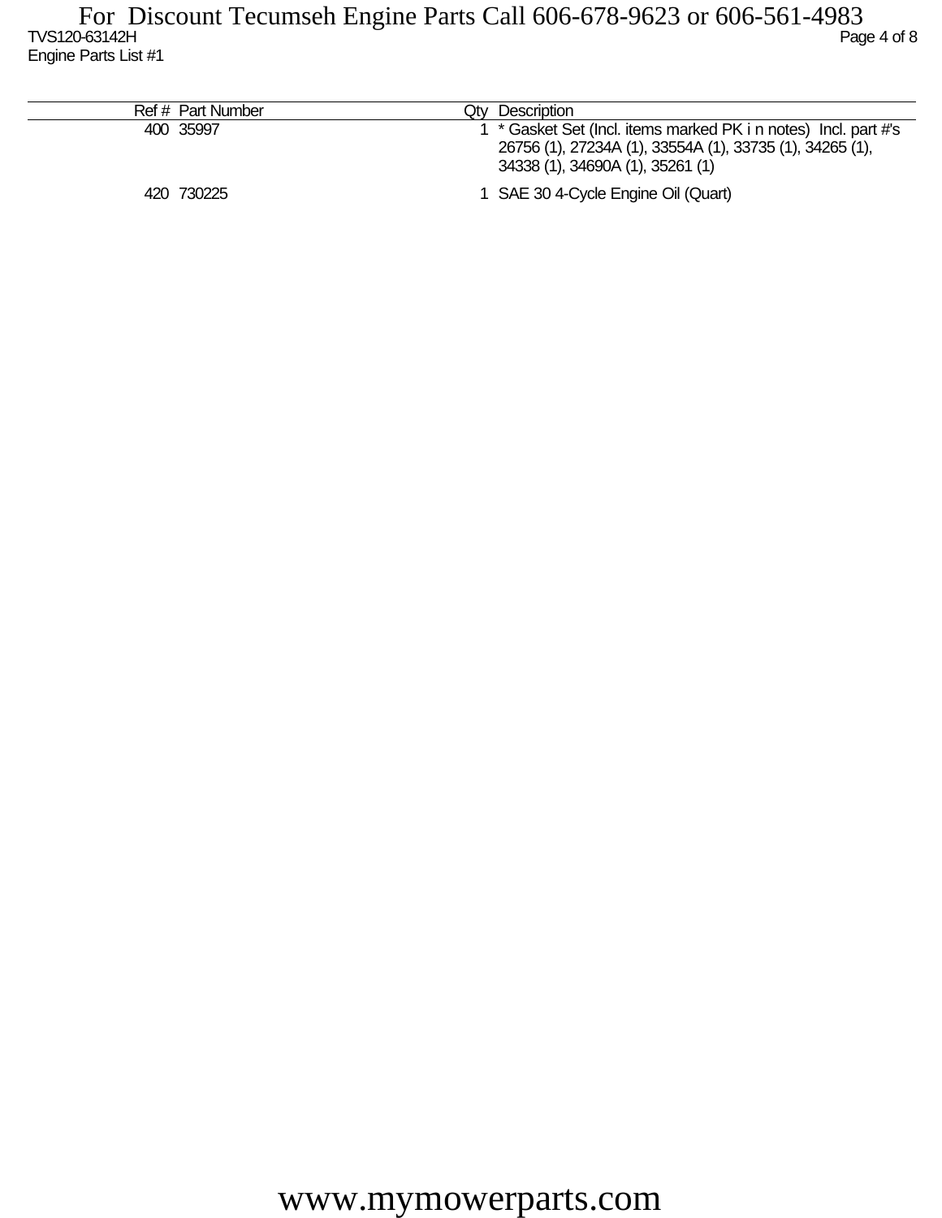| Ref # | Part Number | Qty | Description |
|---|---|---|---|
| 400 | 35997 | 1 | * Gasket Set (Incl. items marked PK i n notes) Incl. part #'s 26756 (1), 27234A (1), 33554A (1), 33735 (1), 34265 (1), 34338 (1), 34690A (1), 35261 (1) |
| 420 | 730225 | 1 | SAE 30 4-Cycle Engine Oil (Quart) |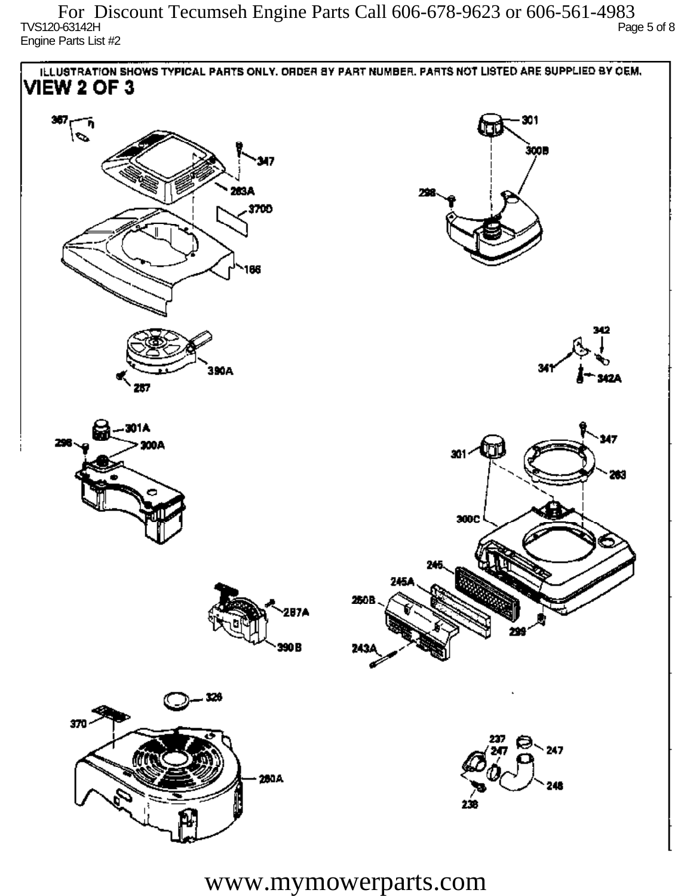For Discount Tecumseh Engine Parts Call 606-678-9623 or 606-561-4983

TVS120-63142H

Engine Parts List #2

ILLUSTRATION SHOWS TYPICAL PARTS ONLY. ORDER BY PART NUMBER. PARTS NOT LISTED ARE SUPPLIED BY OEM.

## VIEW 2 OF 3

367, 347, 283A, 370D, 166, 301, 300B, 298, 390A, 257, 342, 341, 342A, 301A, 298, 300A, 347, 301, 283, 300C, 245, 245A, 250B, 299, 243A, 257A, 390B, 326, 370, 260A, 237, 247, 247, 246, 238

www.mymowerparts.com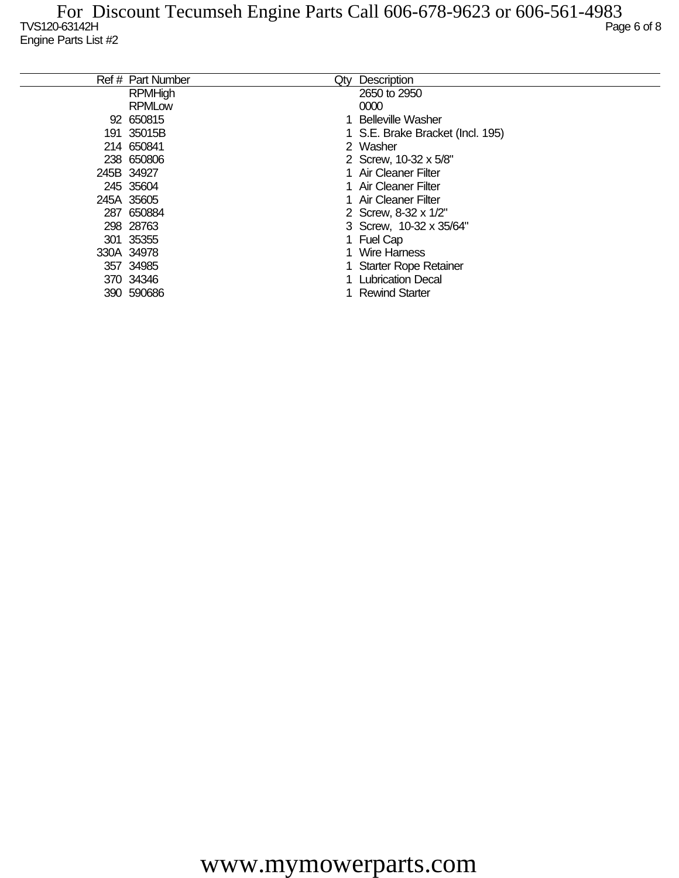TVS120-63142H

Engine Parts List #2

| Ref # | Part Number | Qty | Description |
|---|---|---|---|
| | RPMHigh | | 2650 to 2950 |
| | RPMLow | | 0000 |
| 92 | 650815 | 1 | Belleville Washer |
| 191 | 35015B | 1 | S.E. Brake Bracket (Incl. 195) |
| 214 | 650841 | 2 | Washer |
| 238 | 650806 | 2 | Screw, 10-32 x 5/8" |
| 245B | 34927 | 1 | Air Cleaner Filter |
| 245 | 35604 | 1 | Air Cleaner Filter |
| 245A | 35605 | 1 | Air Cleaner Filter |
| 287 | 650884 | 2 | Screw, 8-32 x 1/2" |
| 298 | 28763 | 3 | Screw, 10-32 x 35/64" |
| 301 | 35355 | 1 | Fuel Cap |
| 330A | 34978 | 1 | Wire Harness |
| 357 | 34985 | 1 | Starter Rope Retainer |
| 370 | 34346 | 1 | Lubrication Decal |
| 390 | 590686 | 1 | Rewind Starter |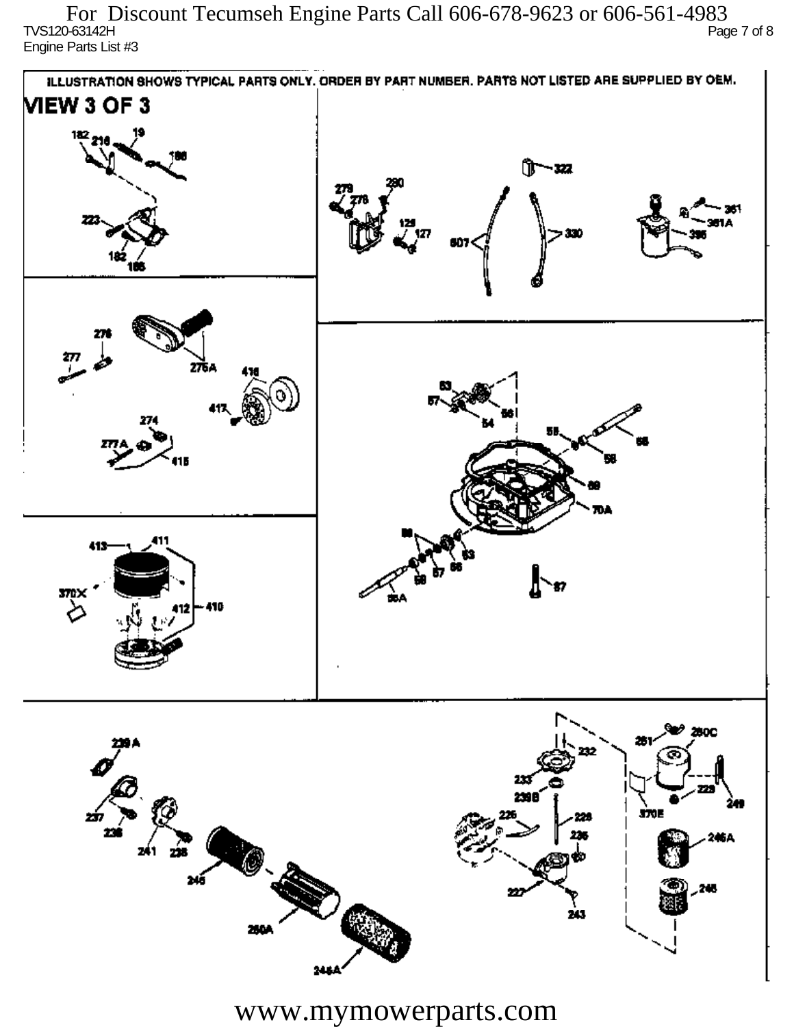ILLUSTRATION SHOWS TYPICAL PARTS ONLY. ORDER BY PART NUMBER. PARTS NOT LISTED ARE SUPPLIED BY OEM.

# VIEW 3 OF 3

182 216 19 186 223 182 185

322 279 280 278 129 127 607 330 361 361A 395

276 277 275A 416 417 274 277A 415

63 57 54 56 55 58 68 69 70A 56 57 58 63 66 68A 87

413 411 370X 412 410

239 A 237 238 241 235 245 250A 246A

232 233 239B 226 228 235 227 243 281 280C 370E 229 249 246A 246

www.mymowerparts.com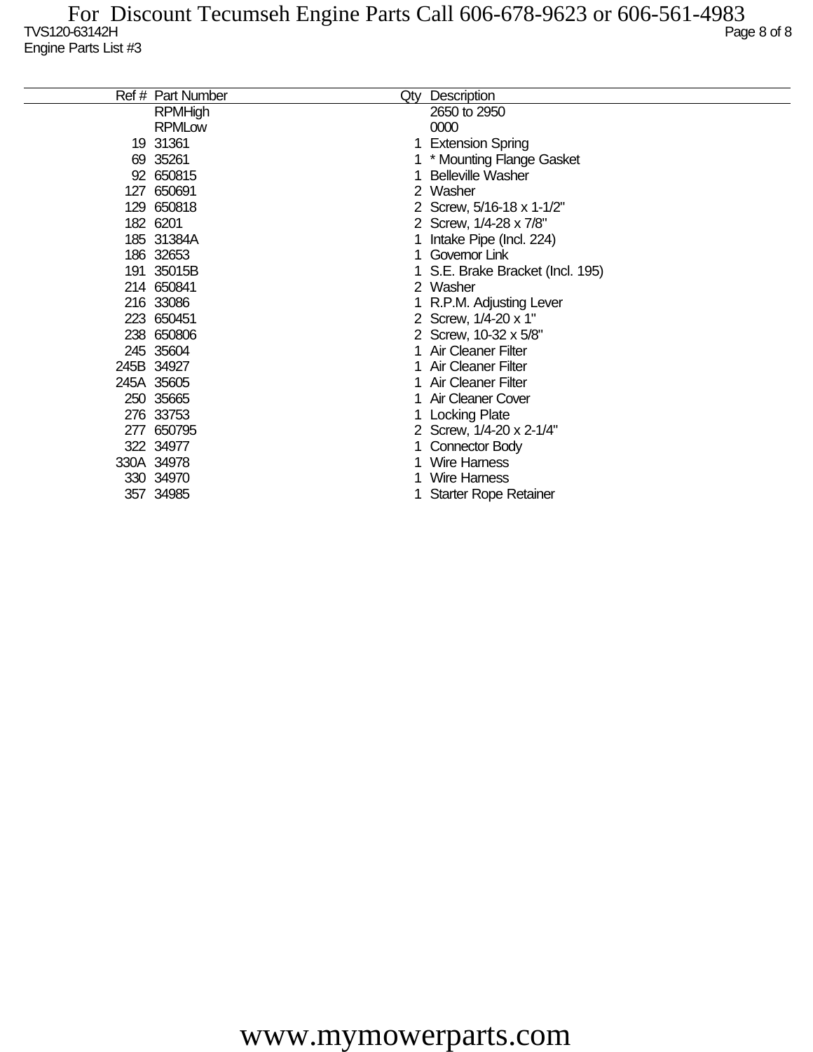TVS120-63142H

Engine Parts List #3

| Ref # | Part Number | Qty | Description |
|---|---|---|---|
| | RPMHigh | | 2650 to 2950 |
| | RPMLow | | 0000 |
| 19 | 31361 | 1 | Extension Spring |
| 69 | 35261 | 1 | * Mounting Flange Gasket |
| 92 | 650815 | 1 | Belleville Washer |
| 127 | 650691 | 2 | Washer |
| 129 | 650818 | 2 | Screw, 5/16-18 x 1-1/2" |
| 182 | 6201 | 2 | Screw, 1/4-28 x 7/8" |
| 185 | 31384A | 1 | Intake Pipe (Incl. 224) |
| 186 | 32653 | 1 | Governor Link |
| 191 | 35015B | 1 | S.E. Brake Bracket (Incl. 195) |
| 214 | 650841 | 2 | Washer |
| 216 | 33086 | 1 | R.P.M. Adjusting Lever |
| 223 | 650451 | 2 | Screw, 1/4-20 x 1" |
| 238 | 650806 | 2 | Screw, 10-32 x 5/8" |
| 245 | 35604 | 1 | Air Cleaner Filter |
| 245B | 34927 | 1 | Air Cleaner Filter |
| 245A | 35605 | 1 | Air Cleaner Filter |
| 250 | 35665 | 1 | Air Cleaner Cover |
| 276 | 33753 | 1 | Locking Plate |
| 277 | 650795 | 2 | Screw, 1/4-20 x 2-1/4" |
| 322 | 34977 | 1 | Connector Body |
| 330A | 34978 | 1 | Wire Harness |
| 330 | 34970 | 1 | Wire Harness |
| 357 | 34985 | 1 | Starter Rope Retainer |